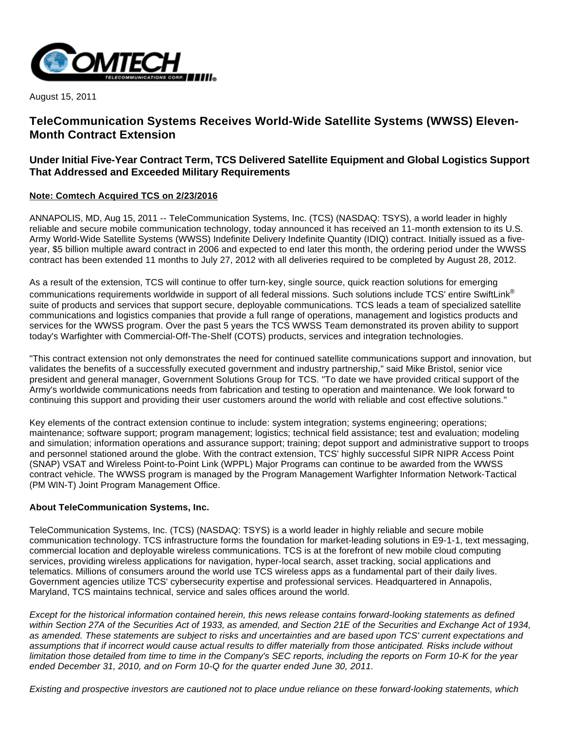August 15, 2011

# TeleCommunication Systems Receives World-Wide Satellite Systems (WWSS) Eleven-Month Contract Extension

## Under Initial Five-Year Contract Term, TCS Delivered Satellite Equipment and Global Logistics Support That Addressed and Exceeded Military Requirements

**Note: Comtech Acquired TCS on 2/23/2016**

ANNAPOLIS, MD, Aug 15, 2011 -- TeleCommunication Systems, Inc. (TCS) (NASDAQ: TSYS), a world leader in highly reliable and secure mobile communication technology, today announced it has received an 11-month extension to its U.S. Army World-Wide Satellite Systems (WWSS) Indefinite Delivery Indefinite Quantity (IDIQ) contract. Initially issued as a five-year, $5 billion multiple award contract in 2006 and expected to end later this month, the ordering period under the WWSS contract has been extended 11 months to July 27, 2012 with all deliveries required to be completed by August 28, 2012.

As a result of the extension, TCS will continue to offer turn-key, single source, quick reaction solutions for emerging communications requirements worldwide in support of all federal missions. Such solutions include TCS' entire SwiftLink® suite of products and services that support secure, deployable communications. TCS leads a team of specialized satellite communications and logistics companies that provide a full range of operations, management and logistics products and services for the WWSS program. Over the past 5 years the TCS WWSS Team demonstrated its proven ability to support today's Warfighter with Commercial-Off-The-Shelf (COTS) products, services and integration technologies.

"This contract extension not only demonstrates the need for continued satellite communications support and innovation, but validates the benefits of a successfully executed government and industry partnership," said Mike Bristol, senior vice president and general manager, Government Solutions Group for TCS. "To date we have provided critical support of the Army's worldwide communications needs from fabrication and testing to operation and maintenance. We look forward to continuing this support and providing their user customers around the world with reliable and cost effective solutions."

Key elements of the contract extension continue to include: system integration; systems engineering; operations; maintenance; software support; program management; logistics; technical field assistance; test and evaluation; modeling and simulation; information operations and assurance support; training; depot support and administrative support to troops and personnel stationed around the globe. With the contract extension, TCS' highly successful SIPR NIPR Access Point (SNAP) VSAT and Wireless Point-to-Point Link (WPPL) Major Programs can continue to be awarded from the WWSS contract vehicle. The WWSS program is managed by the Program Management Warfighter Information Network-Tactical (PM WIN-T) Joint Program Management Office.

**About TeleCommunication Systems, Inc.**

TeleCommunication Systems, Inc. (TCS) (NASDAQ: TSYS) is a world leader in highly reliable and secure mobile communication technology. TCS infrastructure forms the foundation for market-leading solutions in E9-1-1, text messaging, commercial location and deployable wireless communications. TCS is at the forefront of new mobile cloud computing services, providing wireless applications for navigation, hyper-local search, asset tracking, social applications and telematics. Millions of consumers around the world use TCS wireless apps as a fundamental part of their daily lives. Government agencies utilize TCS' cybersecurity expertise and professional services. Headquartered in Annapolis, Maryland, TCS maintains technical, service and sales offices around the world.

*Except for the historical information contained herein, this news release contains forward-looking statements as defined within Section 27A of the Securities Act of 1933, as amended, and Section 21E of the Securities and Exchange Act of 1934, as amended. These statements are subject to risks and uncertainties and are based upon TCS' current expectations and assumptions that if incorrect would cause actual results to differ materially from those anticipated. Risks include without limitation those detailed from time to time in the Company's SEC reports, including the reports on Form 10-K for the year ended December 31, 2010, and on Form 10-Q for the quarter ended June 30, 2011.*

*Existing and prospective investors are cautioned not to place undue reliance on these forward-looking statements, which*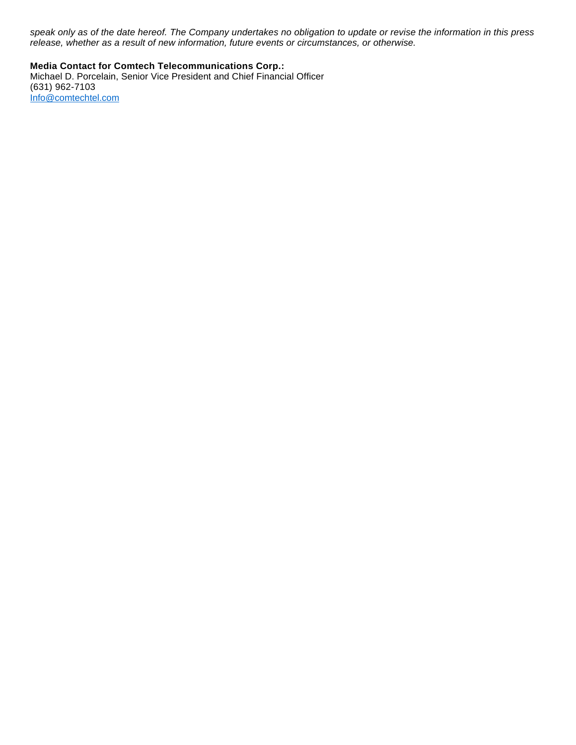*speak only as of the date hereof. The Company undertakes no obligation to update or revise the information in this press release, whether as a result of new information, future events or circumstances, or otherwise.*

**Media Contact for Comtech Telecommunications Corp.:**
Michael D. Porcelain, Senior Vice President and Chief Financial Officer
(631) 962-7103
[Info@comtechtel.com](mailto:Info@comtechtel.com)